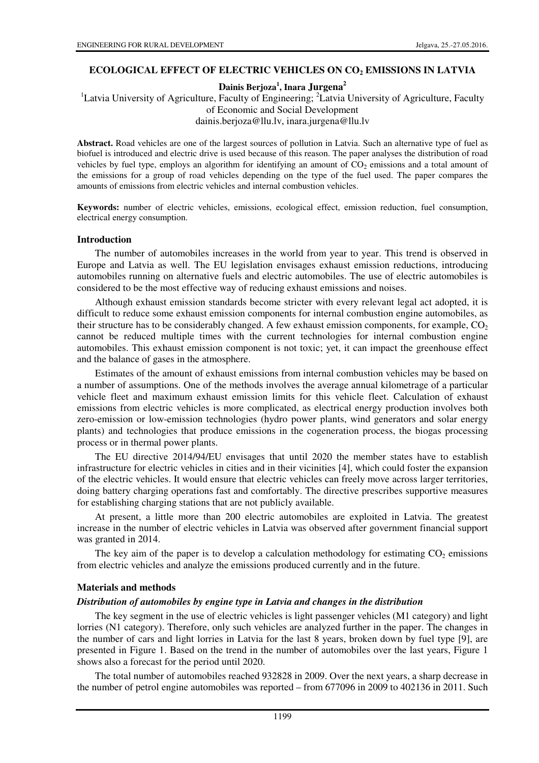# ECOLOGICAL EFFECT OF ELECTRIC VEHICLES ON $CO_2$ EMISSIONS IN LATVIA

**Dainis Berjoza[1], Inara Jurgena[2]**

[1]Latvia University of Agriculture, Faculty of Engineering; [2]Latvia University of Agriculture, Faculty of Economic and Social Development

dainis.berjoza@llu.lv, inara.jurgena@llu.lv

**Abstract.** Road vehicles are one of the largest sources of pollution in Latvia. Such an alternative type of fuel as biofuel is introduced and electric drive is used because of this reason. The paper analyses the distribution of road vehicles by fuel type, employs an algorithm for identifying an amount of $CO_2$ emissions and a total amount of the emissions for a group of road vehicles depending on the type of the fuel used. The paper compares the amounts of emissions from electric vehicles and internal combustion vehicles.

**Keywords:** number of electric vehicles, emissions, ecological effect, emission reduction, fuel consumption, electrical energy consumption.

## Introduction

The number of automobiles increases in the world from year to year. This trend is observed in Europe and Latvia as well. The EU legislation envisages exhaust emission reductions, introducing automobiles running on alternative fuels and electric automobiles. The use of electric automobiles is considered to be the most effective way of reducing exhaust emissions and noises.

Although exhaust emission standards become stricter with every relevant legal act adopted, it is difficult to reduce some exhaust emission components for internal combustion engine automobiles, as their structure has to be considerably changed. A few exhaust emission components, for example, $CO_2$ cannot be reduced multiple times with the current technologies for internal combustion engine automobiles. This exhaust emission component is not toxic; yet, it can impact the greenhouse effect and the balance of gases in the atmosphere.

Estimates of the amount of exhaust emissions from internal combustion vehicles may be based on a number of assumptions. One of the methods involves the average annual kilometrage of a particular vehicle fleet and maximum exhaust emission limits for this vehicle fleet. Calculation of exhaust emissions from electric vehicles is more complicated, as electrical energy production involves both zero-emission or low-emission technologies (hydro power plants, wind generators and solar energy plants) and technologies that produce emissions in the cogeneration process, the biogas processing process or in thermal power plants.

The EU directive 2014/94/EU envisages that until 2020 the member states have to establish infrastructure for electric vehicles in cities and in their vicinities [4], which could foster the expansion of the electric vehicles. It would ensure that electric vehicles can freely move across larger territories, doing battery charging operations fast and comfortably. The directive prescribes supportive measures for establishing charging stations that are not publicly available.

At present, a little more than 200 electric automobiles are exploited in Latvia. The greatest increase in the number of electric vehicles in Latvia was observed after government financial support was granted in 2014.

The key aim of the paper is to develop a calculation methodology for estimating $CO_2$ emissions from electric vehicles and analyze the emissions produced currently and in the future.

## Materials and methods

### *Distribution of automobiles by engine type in Latvia and changes in the distribution*

The key segment in the use of electric vehicles is light passenger vehicles (M1 category) and light lorries (N1 category). Therefore, only such vehicles are analyzed further in the paper. The changes in the number of cars and light lorries in Latvia for the last 8 years, broken down by fuel type [9], are presented in Figure 1. Based on the trend in the number of automobiles over the last years, Figure 1 shows also a forecast for the period until 2020.

The total number of automobiles reached 932828 in 2009. Over the next years, a sharp decrease in the number of petrol engine automobiles was reported – from 677096 in 2009 to 402136 in 2011. Such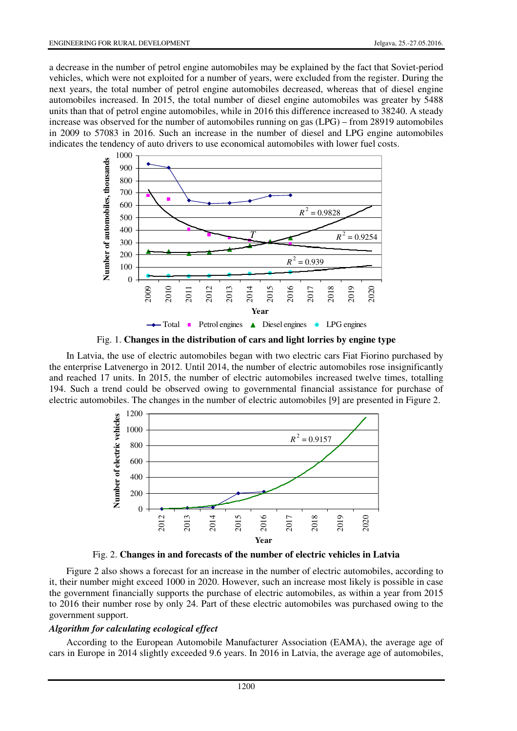a decrease in the number of petrol engine automobiles may be explained by the fact that Soviet-period vehicles, which were not exploited for a number of years, were excluded from the register. During the next years, the total number of petrol engine automobiles decreased, whereas that of diesel engine automobiles increased. In 2015, the total number of diesel engine automobiles was greater by 5488 units than that of petrol engine automobiles, while in 2016 this difference increased to 38240. A steady increase was observed for the number of automobiles running on gas (LPG) – from 28919 automobiles in 2009 to 57083 in 2016. Such an increase in the number of diesel and LPG engine automobiles indicates the tendency of auto drivers to use economical automobiles with lower fuel costs.

Fig. 1. **Changes in the distribution of cars and light lorries by engine type**

In Latvia, the use of electric automobiles began with two electric cars Fiat Fiorino purchased by the enterprise Latvenergo in 2012. Until 2014, the number of electric automobiles rose insignificantly and reached 17 units. In 2015, the number of electric automobiles increased twelve times, totalling 194. Such a trend could be observed owing to governmental financial assistance for purchase of electric automobiles. The changes in the number of electric automobiles [9] are presented in Figure 2.

Fig. 2. **Changes in and forecasts of the number of electric vehicles in Latvia**

Figure 2 also shows a forecast for an increase in the number of electric automobiles, according to it, their number might exceed 1000 in 2020. However, such an increase most likely is possible in case the government financially supports the purchase of electric automobiles, as within a year from 2015 to 2016 their number rose by only 24. Part of these electric automobiles was purchased owing to the government support.

***Algorithm for calculating ecological effect***

According to the European Automobile Manufacturer Association (EAMA), the average age of cars in Europe in 2014 slightly exceeded 9.6 years. In 2016 in Latvia, the average age of automobiles,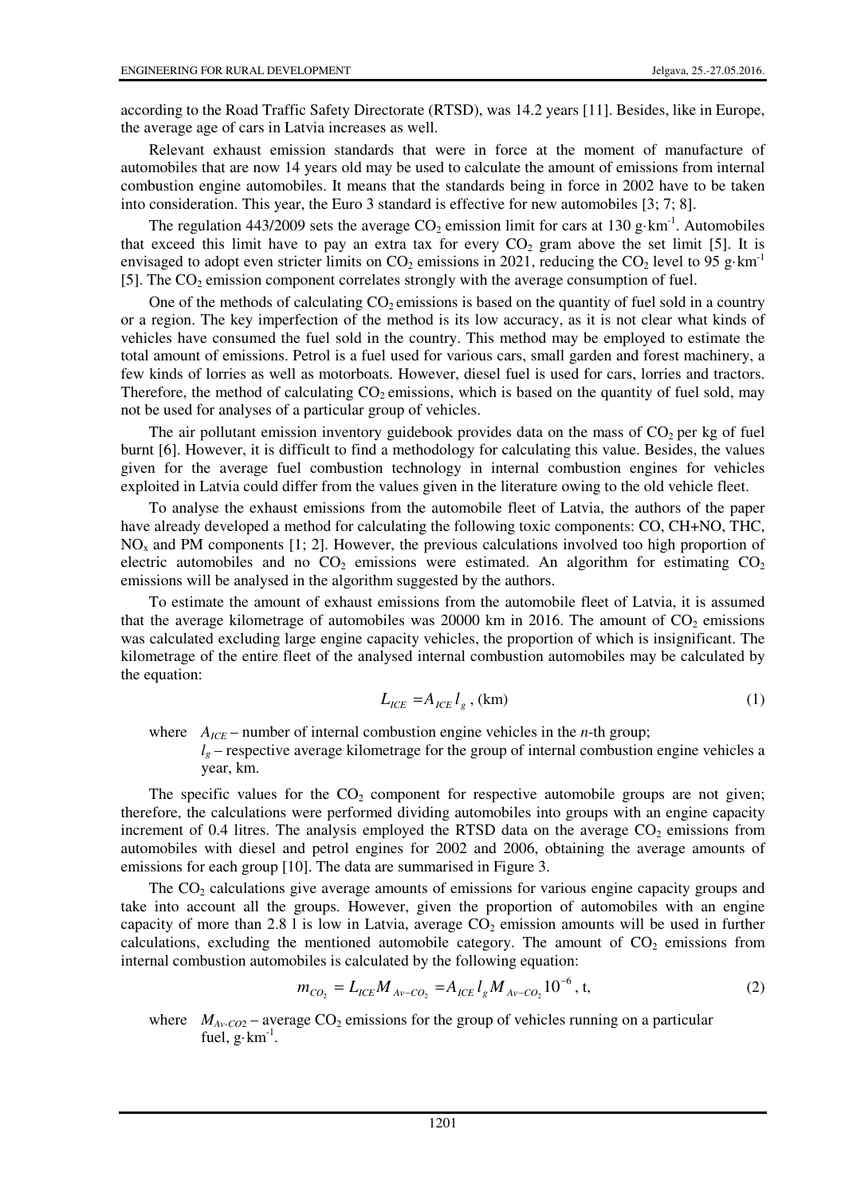according to the Road Traffic Safety Directorate (RTSD), was 14.2 years [11]. Besides, like in Europe, the average age of cars in Latvia increases as well.

Relevant exhaust emission standards that were in force at the moment of manufacture of automobiles that are now 14 years old may be used to calculate the amount of emissions from internal combustion engine automobiles. It means that the standards being in force in 2002 have to be taken into consideration. This year, the Euro 3 standard is effective for new automobiles [3; 7; 8].

The regulation 443/2009 sets the average $CO_2$ emission limit for cars at 130 $g \cdot km^{-1}$. Automobiles that exceed this limit have to pay an extra tax for every $CO_2$ gram above the set limit [5]. It is envisaged to adopt even stricter limits on $CO_2$ emissions in 2021, reducing the $CO_2$ level to 95 $g \cdot km^{-1}$ [5]. The $CO_2$ emission component correlates strongly with the average consumption of fuel.

One of the methods of calculating $CO_2$ emissions is based on the quantity of fuel sold in a country or a region. The key imperfection of the method is its low accuracy, as it is not clear what kinds of vehicles have consumed the fuel sold in the country. This method may be employed to estimate the total amount of emissions. Petrol is a fuel used for various cars, small garden and forest machinery, a few kinds of lorries as well as motorboats. However, diesel fuel is used for cars, lorries and tractors. Therefore, the method of calculating $CO_2$ emissions, which is based on the quantity of fuel sold, may not be used for analyses of a particular group of vehicles.

The air pollutant emission inventory guidebook provides data on the mass of $CO_2$ per kg of fuel burnt [6]. However, it is difficult to find a methodology for calculating this value. Besides, the values given for the average fuel combustion technology in internal combustion engines for vehicles exploited in Latvia could differ from the values given in the literature owing to the old vehicle fleet.

To analyse the exhaust emissions from the automobile fleet of Latvia, the authors of the paper have already developed a method for calculating the following toxic components: CO, CH+NO, THC, $NO_x$ and PM components [1; 2]. However, the previous calculations involved too high proportion of electric automobiles and no $CO_2$ emissions were estimated. An algorithm for estimating $CO_2$ emissions will be analysed in the algorithm suggested by the authors.

To estimate the amount of exhaust emissions from the automobile fleet of Latvia, it is assumed that the average kilometrage of automobiles was 20000 km in 2016. The amount of $CO_2$ emissions was calculated excluding large engine capacity vehicles, the proportion of which is insignificant. The kilometrage of the entire fleet of the analysed internal combustion automobiles may be calculated by the equation:

$$L_{ICE} = A_{ICE} l_g \text{ , (km)} \tag{1}$$

where $A_{ICE}$ – number of internal combustion engine vehicles in the *n*-th group;
$l_g$ – respective average kilometrage for the group of internal combustion engine vehicles a year, km.

The specific values for the $CO_2$ component for respective automobile groups are not given; therefore, the calculations were performed dividing automobiles into groups with an engine capacity increment of 0.4 litres. The analysis employed the RTSD data on the average $CO_2$ emissions from automobiles with diesel and petrol engines for 2002 and 2006, obtaining the average amounts of emissions for each group [10]. The data are summarised in Figure 3.

The $CO_2$ calculations give average amounts of emissions for various engine capacity groups and take into account all the groups. However, given the proportion of automobiles with an engine capacity of more than 2.8 l is low in Latvia, average $CO_2$ emission amounts will be used in further calculations, excluding the mentioned automobile category. The amount of $CO_2$ emissions from internal combustion automobiles is calculated by the following equation:

$$m_{CO_2} = L_{ICE} M_{Av-CO_2} = A_{ICE} l_g M_{Av-CO_2} 10^{-6} \text{ , t,} \tag{2}$$

where $M_{Av-CO2}$ – average $CO_2$ emissions for the group of vehicles running on a particular fuel, $g \cdot km^{-1}$.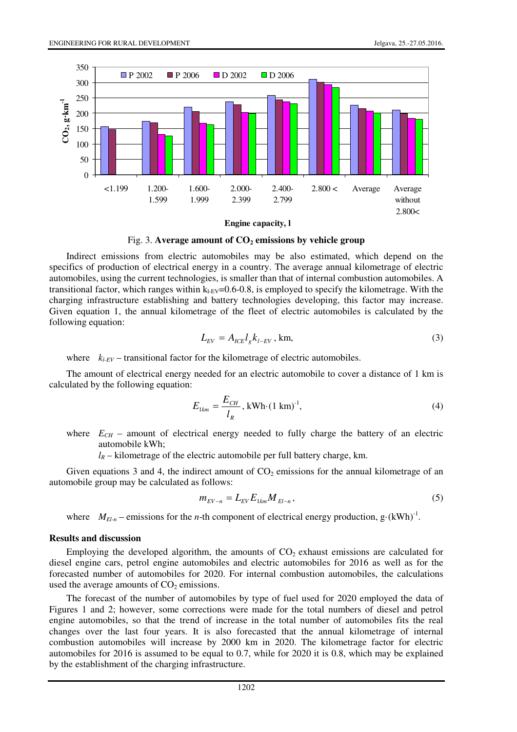Fig. 3. **Average amount of $CO_2$ emissions by vehicle group**

Indirect emissions from electric automobiles may be also estimated, which depend on the specifics of production of electrical energy in a country. The average annual kilometrage of electric automobiles, using the current technologies, is smaller than that of internal combustion automobiles. A transitional factor, which ranges within $k_{l\text{-}EV}$=0.6-0.8, is employed to specify the kilometrage. With the charging infrastructure establishing and battery technologies developing, this factor may increase. Given equation 1, the annual kilometrage of the fleet of electric automobiles is calculated by the following equation:

$$L_{EV} = A_{ICE} l_g k_{l-EV}\text{, km,} \tag{3}$$

where $k_{l\text{-}EV}$ – transitional factor for the kilometrage of electric automobiles.

The amount of electrical energy needed for an electric automobile to cover a distance of 1 km is calculated by the following equation:

$$E_{1km} = \frac{E_{CH}}{l_R}\text{, kWh}\cdot\text{(1 km)}^{-1}, \tag{4}$$

where $E_{CH}$ – amount of electrical energy needed to fully charge the battery of an electric automobile kWh;

$l_R$ – kilometrage of the electric automobile per full battery charge, km.

Given equations 3 and 4, the indirect amount of $CO_2$ emissions for the annual kilometrage of an automobile group may be calculated as follows:

$$m_{EV-n} = L_{EV} E_{1km} M_{El-n}, \tag{5}$$

where $M_{El\text{-}n}$ – emissions for the *n*-th component of electrical energy production, g·(kWh)$^{-1}$.

## Results and discussion

Employing the developed algorithm, the amounts of $CO_2$ exhaust emissions are calculated for diesel engine cars, petrol engine automobiles and electric automobiles for 2016 as well as for the forecasted number of automobiles for 2020. For internal combustion automobiles, the calculations used the average amounts of $CO_2$ emissions.

The forecast of the number of automobiles by type of fuel used for 2020 employed the data of Figures 1 and 2; however, some corrections were made for the total numbers of diesel and petrol engine automobiles, so that the trend of increase in the total number of automobiles fits the real changes over the last four years. It is also forecasted that the annual kilometrage of internal combustion automobiles will increase by 2000 km in 2020. The kilometrage factor for electric automobiles for 2016 is assumed to be equal to 0.7, while for 2020 it is 0.8, which may be explained by the establishment of the charging infrastructure.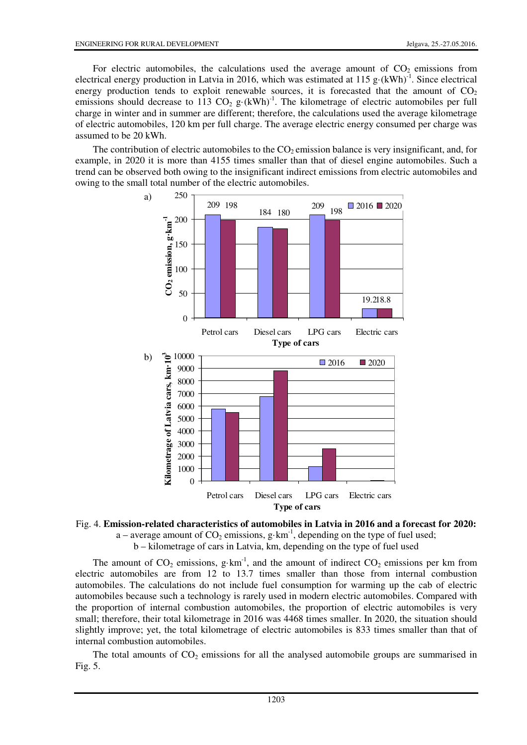For electric automobiles, the calculations used the average amount of $CO_2$ emissions from electrical energy production in Latvia in 2016, which was estimated at 115 g·(kWh)$^{-1}$. Since electrical energy production tends to exploit renewable sources, it is forecasted that the amount of $CO_2$ emissions should decrease to 113 $CO_2$ g·(kWh)$^{-1}$. The kilometrage of electric automobiles per full charge in winter and in summer are different; therefore, the calculations used the average kilometrage of electric automobiles, 120 km per full charge. The average electric energy consumed per charge was assumed to be 20 kWh.

The contribution of electric automobiles to the $CO_2$ emission balance is very insignificant, and, for example, in 2020 it is more than 4155 times smaller than that of diesel engine automobiles. Such a trend can be observed both owing to the insignificant indirect emissions from electric automobiles and owing to the small total number of the electric automobiles.

Fig. 4. **Emission-related characteristics of automobiles in Latvia in 2016 and a forecast for 2020:**
a – average amount of $CO_2$ emissions, g·km$^{-1}$, depending on the type of fuel used;
b – kilometrage of cars in Latvia, km, depending on the type of fuel used

The amount of $CO_2$ emissions, g·km$^{-1}$, and the amount of indirect $CO_2$ emissions per km from electric automobiles are from 12 to 13.7 times smaller than those from internal combustion automobiles. The calculations do not include fuel consumption for warming up the cab of electric automobiles because such a technology is rarely used in modern electric automobiles. Compared with the proportion of internal combustion automobiles, the proportion of electric automobiles is very small; therefore, their total kilometrage in 2016 was 4468 times smaller. In 2020, the situation should slightly improve; yet, the total kilometrage of electric automobiles is 833 times smaller than that of internal combustion automobiles.

The total amounts of $CO_2$ emissions for all the analysed automobile groups are summarised in Fig. 5.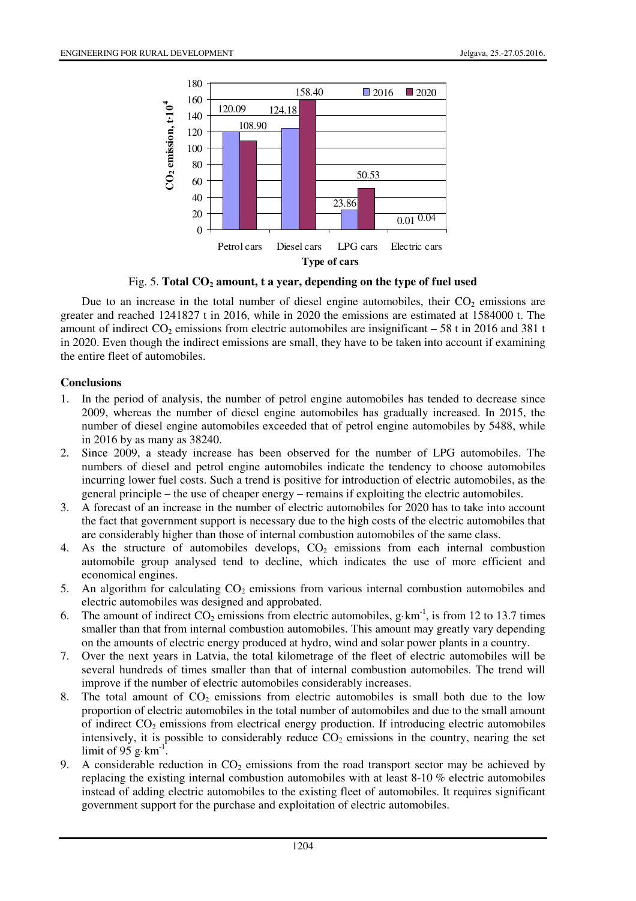Fig. 5. **Total $CO_2$ amount, t a year, depending on the type of fuel used**

Due to an increase in the total number of diesel engine automobiles, their $CO_2$ emissions are greater and reached 1241827 t in 2016, while in 2020 the emissions are estimated at 1584000 t. The amount of indirect $CO_2$ emissions from electric automobiles are insignificant – 58 t in 2016 and 381 t in 2020. Even though the indirect emissions are small, they have to be taken into account if examining the entire fleet of automobiles.

## Conclusions

1. In the period of analysis, the number of petrol engine automobiles has tended to decrease since 2009, whereas the number of diesel engine automobiles has gradually increased. In 2015, the number of diesel engine automobiles exceeded that of petrol engine automobiles by 5488, while in 2016 by as many as 38240.
2. Since 2009, a steady increase has been observed for the number of LPG automobiles. The numbers of diesel and petrol engine automobiles indicate the tendency to choose automobiles incurring lower fuel costs. Such a trend is positive for introduction of electric automobiles, as the general principle – the use of cheaper energy – remains if exploiting the electric automobiles.
3. A forecast of an increase in the number of electric automobiles for 2020 has to take into account the fact that government support is necessary due to the high costs of the electric automobiles that are considerably higher than those of internal combustion automobiles of the same class.
4. As the structure of automobiles develops, $CO_2$ emissions from each internal combustion automobile group analysed tend to decline, which indicates the use of more efficient and economical engines.
5. An algorithm for calculating $CO_2$ emissions from various internal combustion automobiles and electric automobiles was designed and approbated.
6. The amount of indirect $CO_2$ emissions from electric automobiles, $g \cdot km^{-1}$, is from 12 to 13.7 times smaller than that from internal combustion automobiles. This amount may greatly vary depending on the amounts of electric energy produced at hydro, wind and solar power plants in a country.
7. Over the next years in Latvia, the total kilometrage of the fleet of electric automobiles will be several hundreds of times smaller than that of internal combustion automobiles. The trend will improve if the number of electric automobiles considerably increases.
8. The total amount of $CO_2$ emissions from electric automobiles is small both due to the low proportion of electric automobiles in the total number of automobiles and due to the small amount of indirect $CO_2$ emissions from electrical energy production. If introducing electric automobiles intensively, it is possible to considerably reduce $CO_2$ emissions in the country, nearing the set limit of 95 $g \cdot km^{-1}$.
9. A considerable reduction in $CO_2$ emissions from the road transport sector may be achieved by replacing the existing internal combustion automobiles with at least 8-10 % electric automobiles instead of adding electric automobiles to the existing fleet of automobiles. It requires significant government support for the purchase and exploitation of electric automobiles.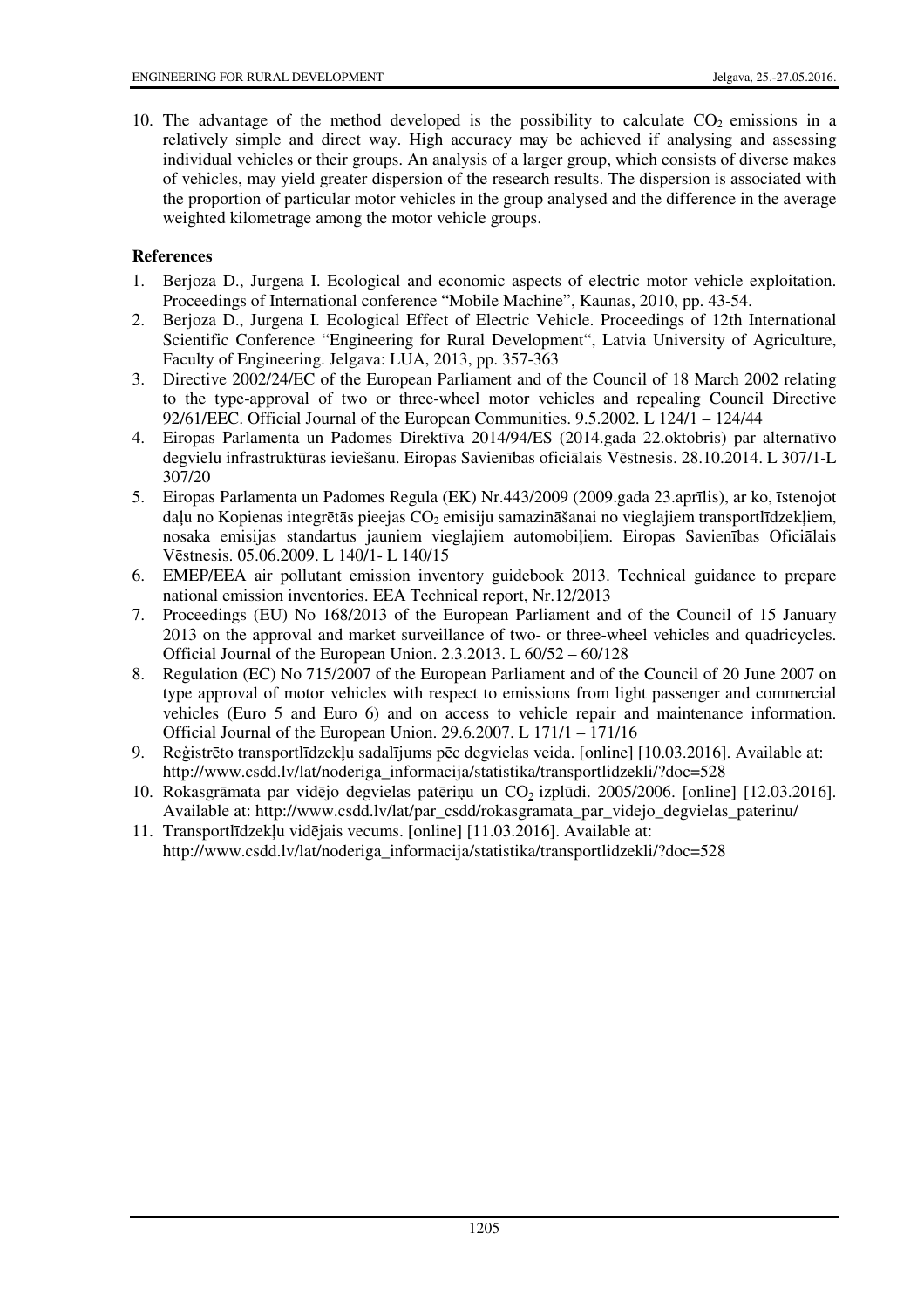10. The advantage of the method developed is the possibility to calculate $CO_2$ emissions in a relatively simple and direct way. High accuracy may be achieved if analysing and assessing individual vehicles or their groups. An analysis of a larger group, which consists of diverse makes of vehicles, may yield greater dispersion of the research results. The dispersion is associated with the proportion of particular motor vehicles in the group analysed and the difference in the average weighted kilometrage among the motor vehicle groups.

## References

1. Berjoza D., Jurgena I. Ecological and economic aspects of electric motor vehicle exploitation. Proceedings of International conference "Mobile Machine", Kaunas, 2010, pp. 43-54.
2. Berjoza D., Jurgena I. Ecological Effect of Electric Vehicle. Proceedings of 12th International Scientific Conference "Engineering for Rural Development", Latvia University of Agriculture, Faculty of Engineering. Jelgava: LUA, 2013, pp. 357-363
3. Directive 2002/24/EC of the European Parliament and of the Council of 18 March 2002 relating to the type-approval of two or three-wheel motor vehicles and repealing Council Directive 92/61/EEC. Official Journal of the European Communities. 9.5.2002. L 124/1 – 124/44
4. Eiropas Parlamenta un Padomes Direktīva 2014/94/ES (2014.gada 22.oktobris) par alternatīvo degvielu infrastruktūras ieviešanu. Eiropas Savienības oficiālais Vēstnesis. 28.10.2014. L 307/1-L 307/20
5. Eiropas Parlamenta un Padomes Regula (EK) Nr.443/2009 (2009.gada 23.aprīlis), ar ko, īstenojot daļu no Kopienas integrētās pieejas $CO_2$ emisiju samazināšanai no vieglajiem transportlīdzekļiem, nosaka emisijas standartus jauniem vieglajiem automobiļiem. Eiropas Savienības Oficiālais Vēstnesis. 05.06.2009. L 140/1- L 140/15
6. EMEP/EEA air pollutant emission inventory guidebook 2013. Technical guidance to prepare national emission inventories. EEA Technical report, Nr.12/2013
7. Proceedings (EU) No 168/2013 of the European Parliament and of the Council of 15 January 2013 on the approval and market surveillance of two- or three-wheel vehicles and quadricycles. Official Journal of the European Union. 2.3.2013. L 60/52 – 60/128
8. Regulation (EC) No 715/2007 of the European Parliament and of the Council of 20 June 2007 on type approval of motor vehicles with respect to emissions from light passenger and commercial vehicles (Euro 5 and Euro 6) and on access to vehicle repair and maintenance information. Official Journal of the European Union. 29.6.2007. L 171/1 – 171/16
9. Reģistrēto transportlīdzekļu sadalījums pēc degvielas veida. [online] [10.03.2016]. Available at: http://www.csdd.lv/lat/noderiga_informacija/statistika/transportlidzekli/?doc=528
10. Rokasgrāmata par vidējo degvielas patēriņu un $CO_2$ izplūdi. 2005/2006. [online] [12.03.2016]. Available at: http://www.csdd.lv/lat/par_csdd/rokasgramata_par_videjo_degvielas_paterinu/
11. Transportlīdzekļu vidējais vecums. [online] [11.03.2016]. Available at: http://www.csdd.lv/lat/noderiga_informacija/statistika/transportlidzekli/?doc=528